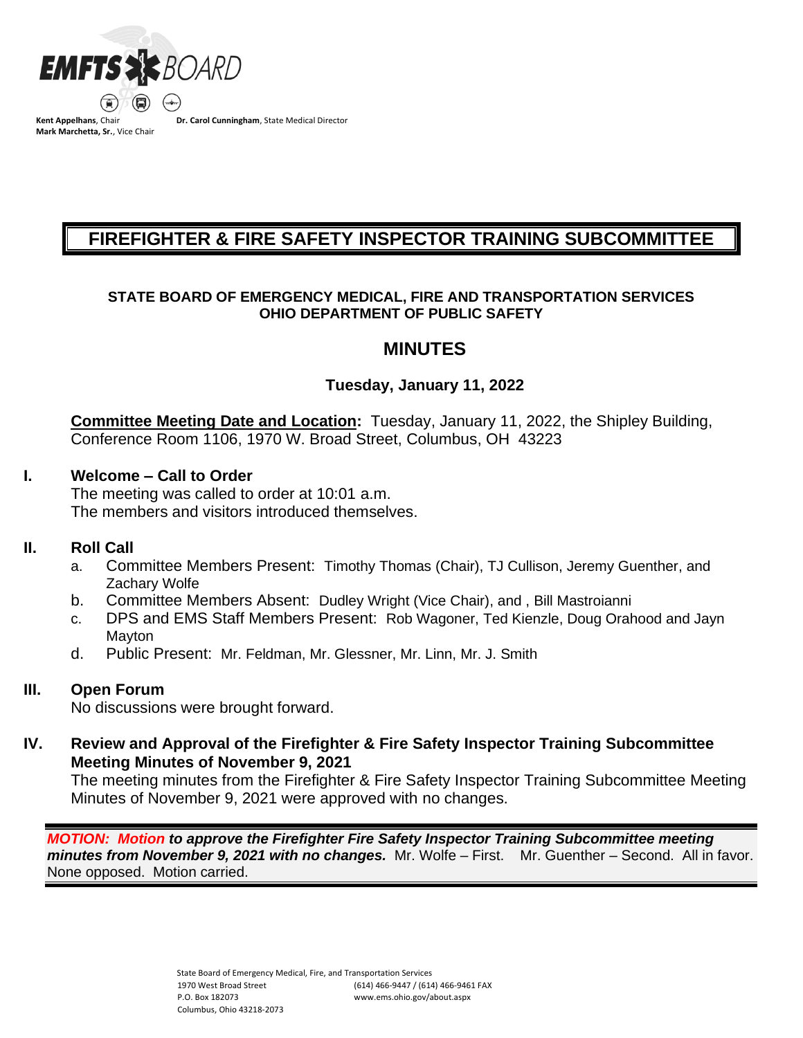**EMFTS BOARD**

**Kent Appelhans**, Chair
**Mark Marchetta, Sr.**, Vice Chair
**Dr. Carol Cunningham**, State Medical Director

# FIREFIGHTER & FIRE SAFETY INSPECTOR TRAINING SUBCOMMITTEE

**STATE BOARD OF EMERGENCY MEDICAL, FIRE AND TRANSPORTATION SERVICES**
**OHIO DEPARTMENT OF PUBLIC SAFETY**

## MINUTES

**Tuesday, January 11, 2022**

**Committee Meeting Date and Location:** Tuesday, January 11, 2022, the Shipley Building, Conference Room 1106, 1970 W. Broad Street, Columbus, OH 43223

### I. Welcome – Call to Order

The meeting was called to order at 10:01 a.m.
The members and visitors introduced themselves.

### II. Roll Call

a. Committee Members Present: Timothy Thomas (Chair), TJ Cullison, Jeremy Guenther, and Zachary Wolfe
b. Committee Members Absent: Dudley Wright (Vice Chair), and , Bill Mastroianni
c. DPS and EMS Staff Members Present: Rob Wagoner, Ted Kienzle, Doug Orahood and Jayn Mayton
d. Public Present: Mr. Feldman, Mr. Glessner, Mr. Linn, Mr. J. Smith

### III. Open Forum

No discussions were brought forward.

### IV. Review and Approval of the Firefighter & Fire Safety Inspector Training Subcommittee Meeting Minutes of November 9, 2021

The meeting minutes from the Firefighter & Fire Safety Inspector Training Subcommittee Meeting Minutes of November 9, 2021 were approved with no changes.

***MOTION: Motion to approve the Firefighter Fire Safety Inspector Training Subcommittee meeting minutes from November 9, 2021 with no changes.*** Mr. Wolfe – First. Mr. Guenther – Second. All in favor. None opposed. Motion carried.

State Board of Emergency Medical, Fire, and Transportation Services
1970 West Broad Street
P.O. Box 182073
Columbus, Ohio 43218-2073
(614) 466-9447 / (614) 466-9461 FAX
www.ems.ohio.gov/about.aspx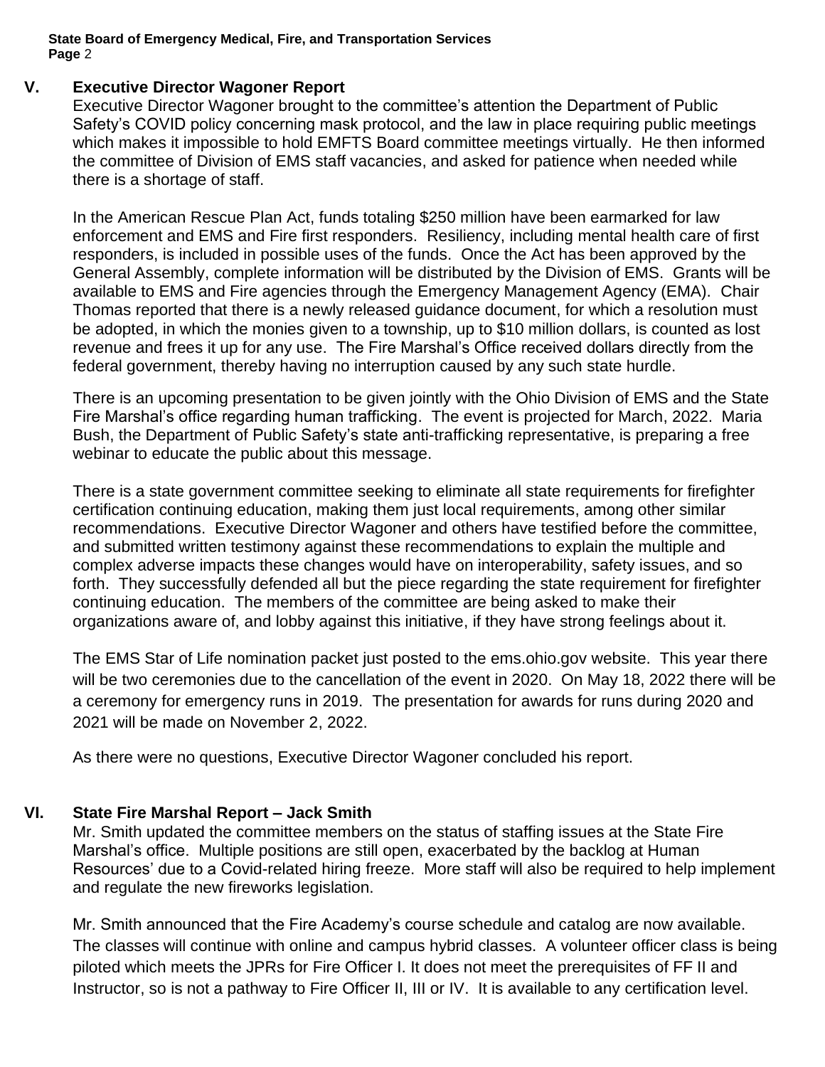## V. Executive Director Wagoner Report

Executive Director Wagoner brought to the committee's attention the Department of Public Safety's COVID policy concerning mask protocol, and the law in place requiring public meetings which makes it impossible to hold EMFTS Board committee meetings virtually. He then informed the committee of Division of EMS staff vacancies, and asked for patience when needed while there is a shortage of staff.

In the American Rescue Plan Act, funds totaling $250 million have been earmarked for law enforcement and EMS and Fire first responders. Resiliency, including mental health care of first responders, is included in possible uses of the funds. Once the Act has been approved by the General Assembly, complete information will be distributed by the Division of EMS. Grants will be available to EMS and Fire agencies through the Emergency Management Agency (EMA). Chair Thomas reported that there is a newly released guidance document, for which a resolution must be adopted, in which the monies given to a township, up to $10 million dollars, is counted as lost revenue and frees it up for any use. The Fire Marshal's Office received dollars directly from the federal government, thereby having no interruption caused by any such state hurdle.

There is an upcoming presentation to be given jointly with the Ohio Division of EMS and the State Fire Marshal's office regarding human trafficking. The event is projected for March, 2022. Maria Bush, the Department of Public Safety's state anti-trafficking representative, is preparing a free webinar to educate the public about this message.

There is a state government committee seeking to eliminate all state requirements for firefighter certification continuing education, making them just local requirements, among other similar recommendations. Executive Director Wagoner and others have testified before the committee, and submitted written testimony against these recommendations to explain the multiple and complex adverse impacts these changes would have on interoperability, safety issues, and so forth. They successfully defended all but the piece regarding the state requirement for firefighter continuing education. The members of the committee are being asked to make their organizations aware of, and lobby against this initiative, if they have strong feelings about it.

The EMS Star of Life nomination packet just posted to the ems.ohio.gov website. This year there will be two ceremonies due to the cancellation of the event in 2020. On May 18, 2022 there will be a ceremony for emergency runs in 2019. The presentation for awards for runs during 2020 and 2021 will be made on November 2, 2022.

As there were no questions, Executive Director Wagoner concluded his report.

## VI. State Fire Marshal Report – Jack Smith

Mr. Smith updated the committee members on the status of staffing issues at the State Fire Marshal's office. Multiple positions are still open, exacerbated by the backlog at Human Resources' due to a Covid-related hiring freeze. More staff will also be required to help implement and regulate the new fireworks legislation.

Mr. Smith announced that the Fire Academy's course schedule and catalog are now available. The classes will continue with online and campus hybrid classes. A volunteer officer class is being piloted which meets the JPRs for Fire Officer I. It does not meet the prerequisites of FF II and Instructor, so is not a pathway to Fire Officer II, III or IV. It is available to any certification level.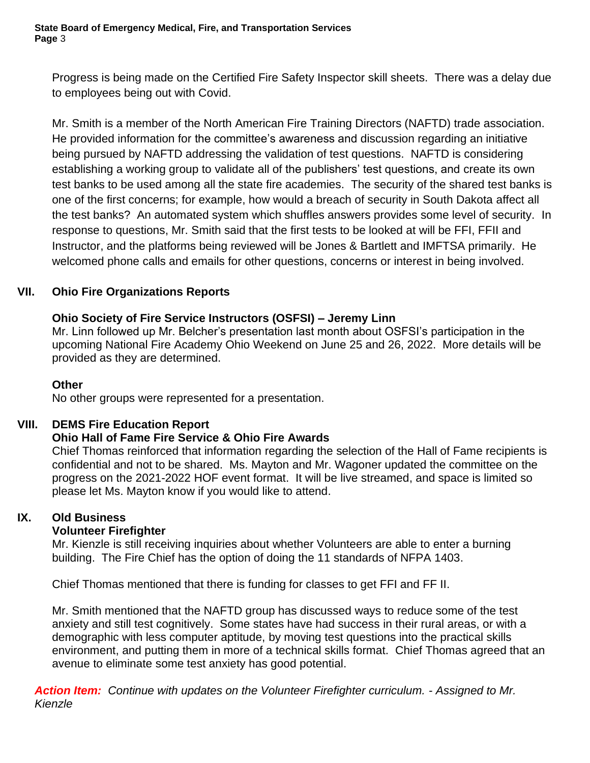Progress is being made on the Certified Fire Safety Inspector skill sheets. There was a delay due to employees being out with Covid.

Mr. Smith is a member of the North American Fire Training Directors (NAFTD) trade association. He provided information for the committee's awareness and discussion regarding an initiative being pursued by NAFTD addressing the validation of test questions. NAFTD is considering establishing a working group to validate all of the publishers' test questions, and create its own test banks to be used among all the state fire academies. The security of the shared test banks is one of the first concerns; for example, how would a breach of security in South Dakota affect all the test banks? An automated system which shuffles answers provides some level of security. In response to questions, Mr. Smith said that the first tests to be looked at will be FFI, FFII and Instructor, and the platforms being reviewed will be Jones & Bartlett and IMFTSA primarily. He welcomed phone calls and emails for other questions, concerns or interest in being involved.

## VII. Ohio Fire Organizations Reports

**Ohio Society of Fire Service Instructors (OSFSI) – Jeremy Linn**
Mr. Linn followed up Mr. Belcher's presentation last month about OSFSI's participation in the upcoming National Fire Academy Ohio Weekend on June 25 and 26, 2022. More details will be provided as they are determined.

**Other**
No other groups were represented for a presentation.

## VIII. DEMS Fire Education Report

**Ohio Hall of Fame Fire Service & Ohio Fire Awards**
Chief Thomas reinforced that information regarding the selection of the Hall of Fame recipients is confidential and not to be shared. Ms. Mayton and Mr. Wagoner updated the committee on the progress on the 2021-2022 HOF event format. It will be live streamed, and space is limited so please let Ms. Mayton know if you would like to attend.

## IX. Old Business

**Volunteer Firefighter**
Mr. Kienzle is still receiving inquiries about whether Volunteers are able to enter a burning building. The Fire Chief has the option of doing the 11 standards of NFPA 1403.

Chief Thomas mentioned that there is funding for classes to get FFI and FF II.

Mr. Smith mentioned that the NAFTD group has discussed ways to reduce some of the test anxiety and still test cognitively. Some states have had success in their rural areas, or with a demographic with less computer aptitude, by moving test questions into the practical skills environment, and putting them in more of a technical skills format. Chief Thomas agreed that an avenue to eliminate some test anxiety has good potential.

***Action Item:*** *Continue with updates on the Volunteer Firefighter curriculum. - Assigned to Mr. Kienzle*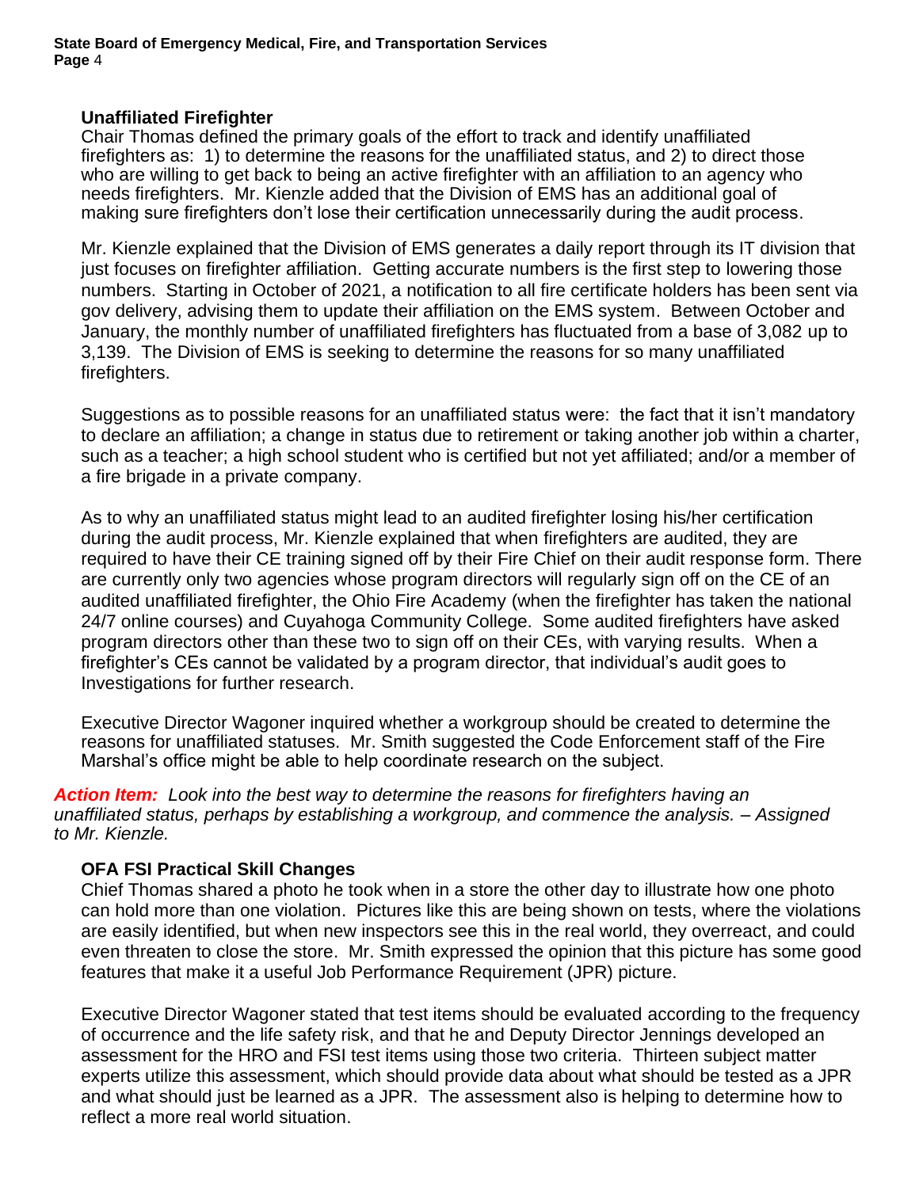### Unaffiliated Firefighter

Chair Thomas defined the primary goals of the effort to track and identify unaffiliated firefighters as: 1) to determine the reasons for the unaffiliated status, and 2) to direct those who are willing to get back to being an active firefighter with an affiliation to an agency who needs firefighters. Mr. Kienzle added that the Division of EMS has an additional goal of making sure firefighters don't lose their certification unnecessarily during the audit process.

Mr. Kienzle explained that the Division of EMS generates a daily report through its IT division that just focuses on firefighter affiliation. Getting accurate numbers is the first step to lowering those numbers. Starting in October of 2021, a notification to all fire certificate holders has been sent via gov delivery, advising them to update their affiliation on the EMS system. Between October and January, the monthly number of unaffiliated firefighters has fluctuated from a base of 3,082 up to 3,139. The Division of EMS is seeking to determine the reasons for so many unaffiliated firefighters.

Suggestions as to possible reasons for an unaffiliated status were: the fact that it isn't mandatory to declare an affiliation; a change in status due to retirement or taking another job within a charter, such as a teacher; a high school student who is certified but not yet affiliated; and/or a member of a fire brigade in a private company.

As to why an unaffiliated status might lead to an audited firefighter losing his/her certification during the audit process, Mr. Kienzle explained that when firefighters are audited, they are required to have their CE training signed off by their Fire Chief on their audit response form. There are currently only two agencies whose program directors will regularly sign off on the CE of an audited unaffiliated firefighter, the Ohio Fire Academy (when the firefighter has taken the national 24/7 online courses) and Cuyahoga Community College. Some audited firefighters have asked program directors other than these two to sign off on their CEs, with varying results. When a firefighter's CEs cannot be validated by a program director, that individual's audit goes to Investigations for further research.

Executive Director Wagoner inquired whether a workgroup should be created to determine the reasons for unaffiliated statuses. Mr. Smith suggested the Code Enforcement staff of the Fire Marshal's office might be able to help coordinate research on the subject.

***Action Item:*** *Look into the best way to determine the reasons for firefighters having an unaffiliated status, perhaps by establishing a workgroup, and commence the analysis. – Assigned to Mr. Kienzle.*

### OFA FSI Practical Skill Changes

Chief Thomas shared a photo he took when in a store the other day to illustrate how one photo can hold more than one violation. Pictures like this are being shown on tests, where the violations are easily identified, but when new inspectors see this in the real world, they overreact, and could even threaten to close the store. Mr. Smith expressed the opinion that this picture has some good features that make it a useful Job Performance Requirement (JPR) picture.

Executive Director Wagoner stated that test items should be evaluated according to the frequency of occurrence and the life safety risk, and that he and Deputy Director Jennings developed an assessment for the HRO and FSI test items using those two criteria. Thirteen subject matter experts utilize this assessment, which should provide data about what should be tested as a JPR and what should just be learned as a JPR. The assessment also is helping to determine how to reflect a more real world situation.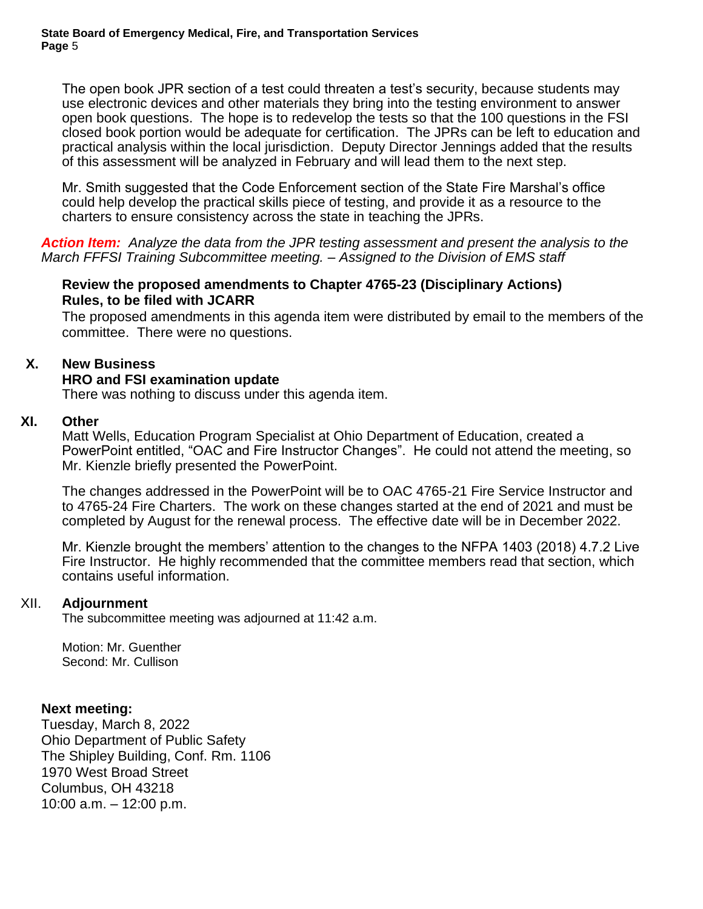The open book JPR section of a test could threaten a test's security, because students may use electronic devices and other materials they bring into the testing environment to answer open book questions. The hope is to redevelop the tests so that the 100 questions in the FSI closed book portion would be adequate for certification. The JPRs can be left to education and practical analysis within the local jurisdiction. Deputy Director Jennings added that the results of this assessment will be analyzed in February and will lead them to the next step.

Mr. Smith suggested that the Code Enforcement section of the State Fire Marshal's office could help develop the practical skills piece of testing, and provide it as a resource to the charters to ensure consistency across the state in teaching the JPRs.

***Action Item:*** *Analyze the data from the JPR testing assessment and present the analysis to the March FFFSI Training Subcommittee meeting. – Assigned to the Division of EMS staff*

**Review the proposed amendments to Chapter 4765-23 (Disciplinary Actions) Rules, to be filed with JCARR**

The proposed amendments in this agenda item were distributed by email to the members of the committee. There were no questions.

## X. New Business

**HRO and FSI examination update**

There was nothing to discuss under this agenda item.

## XI. Other

Matt Wells, Education Program Specialist at Ohio Department of Education, created a PowerPoint entitled, "OAC and Fire Instructor Changes". He could not attend the meeting, so Mr. Kienzle briefly presented the PowerPoint.

The changes addressed in the PowerPoint will be to OAC 4765-21 Fire Service Instructor and to 4765-24 Fire Charters. The work on these changes started at the end of 2021 and must be completed by August for the renewal process. The effective date will be in December 2022.

Mr. Kienzle brought the members' attention to the changes to the NFPA 1403 (2018) 4.7.2 Live Fire Instructor. He highly recommended that the committee members read that section, which contains useful information.

## XII. Adjournment

The subcommittee meeting was adjourned at 11:42 a.m.

Motion: Mr. Guenther
Second: Mr. Cullison

**Next meeting:**

Tuesday, March 8, 2022
Ohio Department of Public Safety
The Shipley Building, Conf. Rm. 1106
1970 West Broad Street
Columbus, OH 43218
10:00 a.m. – 12:00 p.m.